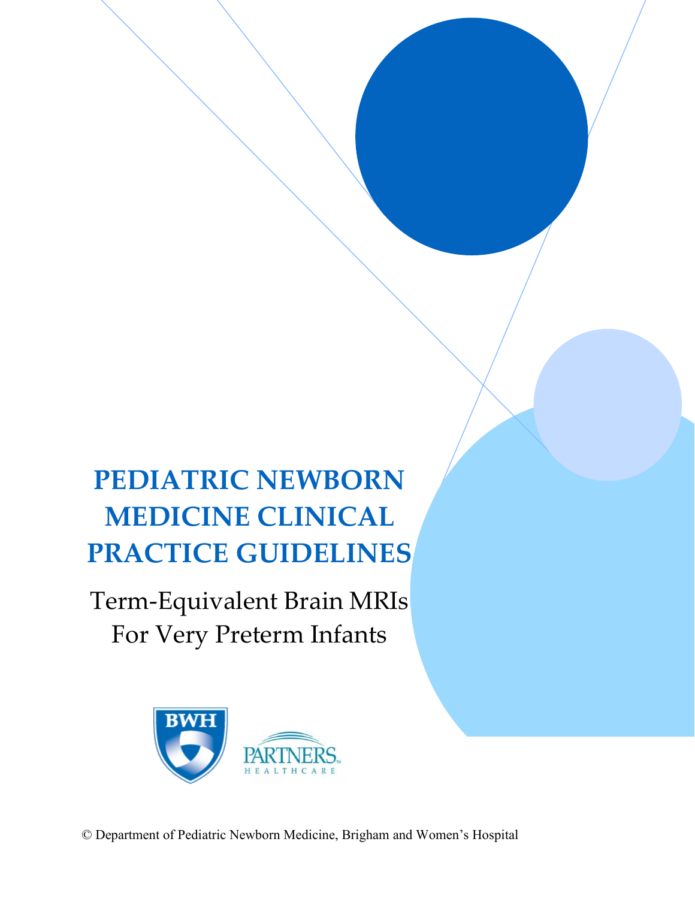# PEDIATRIC NEWBORN MEDICINE CLINICAL PRACTICE GUIDELINES

## Term-Equivalent Brain MRIs For Very Preterm Infants

BWH

PARTNERS HEALTHCARE

© Department of Pediatric Newborn Medicine, Brigham and Women's Hospital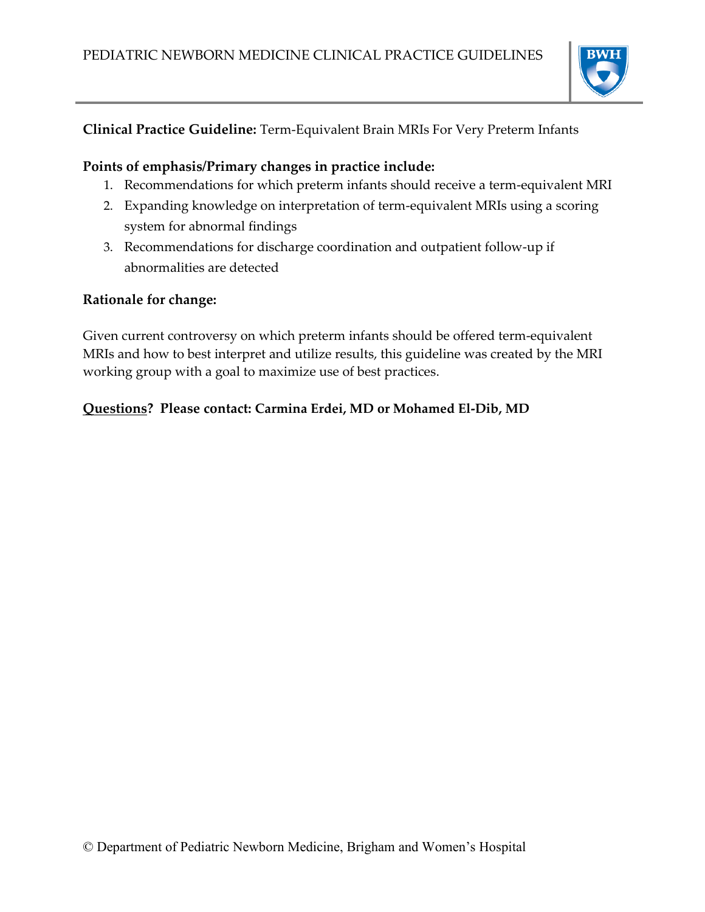**Clinical Practice Guideline:** Term-Equivalent Brain MRIs For Very Preterm Infants

**Points of emphasis/Primary changes in practice include:**

1. Recommendations for which preterm infants should receive a term-equivalent MRI
2. Expanding knowledge on interpretation of term-equivalent MRIs using a scoring system for abnormal findings
3. Recommendations for discharge coordination and outpatient follow-up if abnormalities are detected

**Rationale for change:**

Given current controversy on which preterm infants should be offered term-equivalent MRIs and how to best interpret and utilize results, this guideline was created by the MRI working group with a goal to maximize use of best practices.

**Questions? Please contact: Carmina Erdei, MD or Mohamed El-Dib, MD**

© Department of Pediatric Newborn Medicine, Brigham and Women's Hospital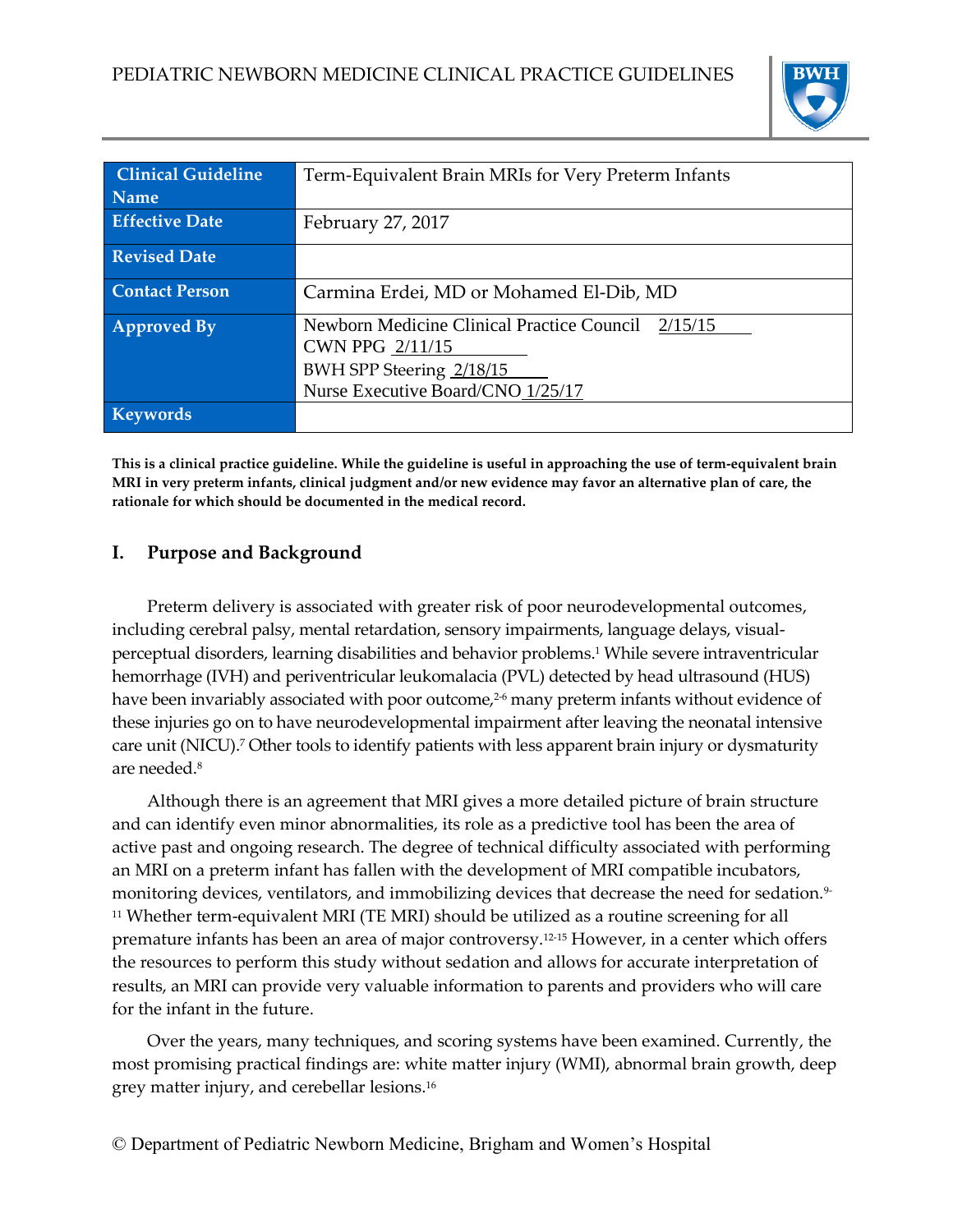| Clinical Guideline Name | Term-Equivalent Brain MRIs for Very Preterm Infants |
|---|---|
| Effective Date | February 27, 2017 |
| Revised Date | |
| Contact Person | Carmina Erdei, MD or Mohamed El-Dib, MD |
| Approved By | Newborn Medicine Clinical Practice Council 2/15/15<br>CWN PPG 2/11/15<br>BWH SPP Steering 2/18/15<br>Nurse Executive Board/CNO 1/25/17 |
| Keywords | |

**This is a clinical practice guideline. While the guideline is useful in approaching the use of term-equivalent brain MRI in very preterm infants, clinical judgment and/or new evidence may favor an alternative plan of care, the rationale for which should be documented in the medical record.**

## I. Purpose and Background

Preterm delivery is associated with greater risk of poor neurodevelopmental outcomes, including cerebral palsy, mental retardation, sensory impairments, language delays, visual-perceptual disorders, learning disabilities and behavior problems.[1] While severe intraventricular hemorrhage (IVH) and periventricular leukomalacia (PVL) detected by head ultrasound (HUS) have been invariably associated with poor outcome,[2-6] many preterm infants without evidence of these injuries go on to have neurodevelopmental impairment after leaving the neonatal intensive care unit (NICU).[7] Other tools to identify patients with less apparent brain injury or dysmaturity are needed.[8]

Although there is an agreement that MRI gives a more detailed picture of brain structure and can identify even minor abnormalities, its role as a predictive tool has been the area of active past and ongoing research. The degree of technical difficulty associated with performing an MRI on a preterm infant has fallen with the development of MRI compatible incubators, monitoring devices, ventilators, and immobilizing devices that decrease the need for sedation.[9-11] Whether term-equivalent MRI (TE MRI) should be utilized as a routine screening for all premature infants has been an area of major controversy.[12-15] However, in a center which offers the resources to perform this study without sedation and allows for accurate interpretation of results, an MRI can provide very valuable information to parents and providers who will care for the infant in the future.

Over the years, many techniques, and scoring systems have been examined. Currently, the most promising practical findings are: white matter injury (WMI), abnormal brain growth, deep grey matter injury, and cerebellar lesions.[16]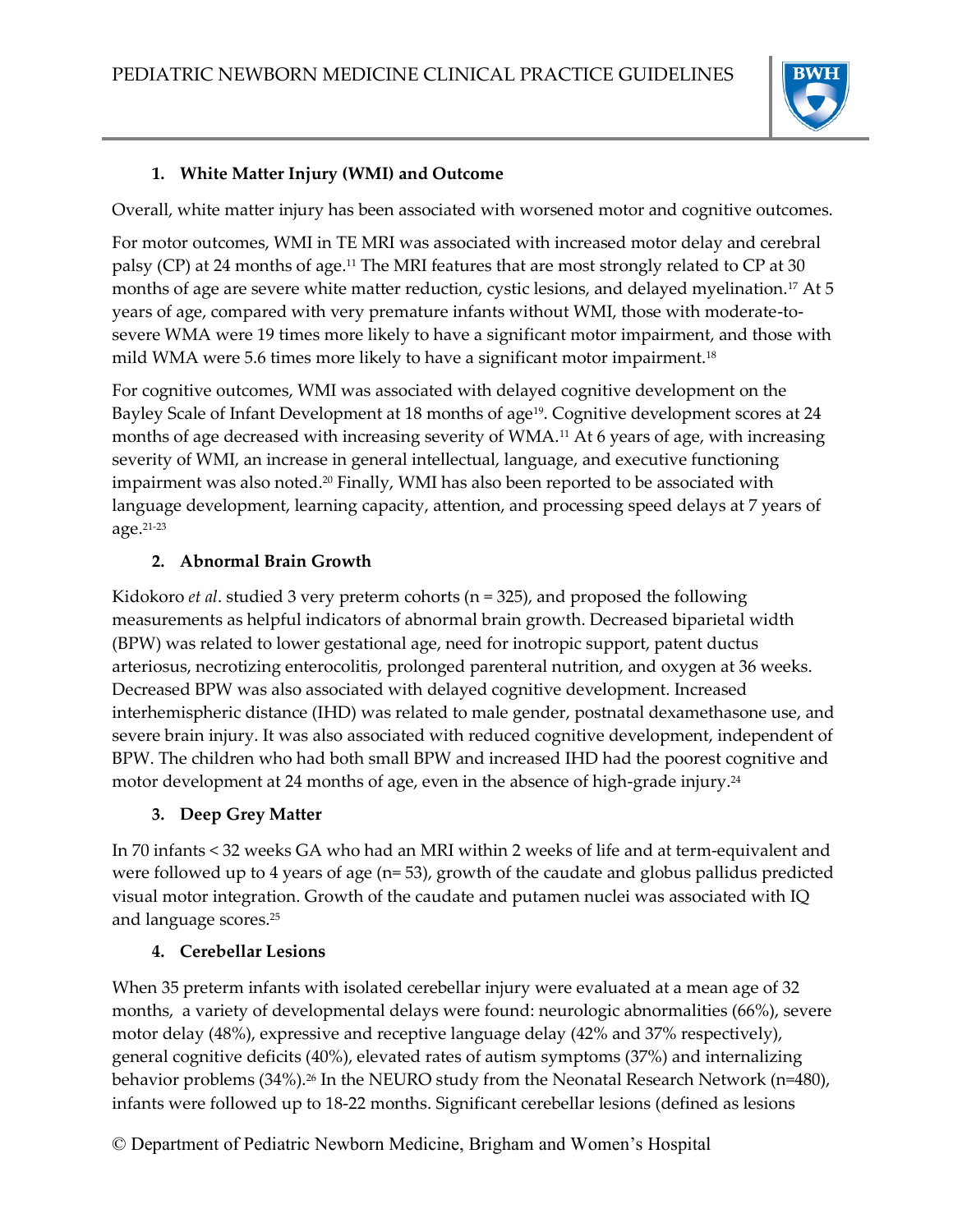### 1. White Matter Injury (WMI) and Outcome

Overall, white matter injury has been associated with worsened motor and cognitive outcomes.

For motor outcomes, WMI in TE MRI was associated with increased motor delay and cerebral palsy (CP) at 24 months of age.[11] The MRI features that are most strongly related to CP at 30 months of age are severe white matter reduction, cystic lesions, and delayed myelination.[17] At 5 years of age, compared with very premature infants without WMI, those with moderate-to-severe WMA were 19 times more likely to have a significant motor impairment, and those with mild WMA were 5.6 times more likely to have a significant motor impairment.[18]

For cognitive outcomes, WMI was associated with delayed cognitive development on the Bayley Scale of Infant Development at 18 months of age[19]. Cognitive development scores at 24 months of age decreased with increasing severity of WMA.[11] At 6 years of age, with increasing severity of WMI, an increase in general intellectual, language, and executive functioning impairment was also noted.[20] Finally, WMI has also been reported to be associated with language development, learning capacity, attention, and processing speed delays at 7 years of age.[21-23]

### 2. Abnormal Brain Growth

Kidokoro *et al*. studied 3 very preterm cohorts (n = 325), and proposed the following measurements as helpful indicators of abnormal brain growth. Decreased biparietal width (BPW) was related to lower gestational age, need for inotropic support, patent ductus arteriosus, necrotizing enterocolitis, prolonged parenteral nutrition, and oxygen at 36 weeks. Decreased BPW was also associated with delayed cognitive development. Increased interhemispheric distance (IHD) was related to male gender, postnatal dexamethasone use, and severe brain injury. It was also associated with reduced cognitive development, independent of BPW. The children who had both small BPW and increased IHD had the poorest cognitive and motor development at 24 months of age, even in the absence of high-grade injury.[24]

### 3. Deep Grey Matter

In 70 infants < 32 weeks GA who had an MRI within 2 weeks of life and at term-equivalent and were followed up to 4 years of age (n= 53), growth of the caudate and globus pallidus predicted visual motor integration. Growth of the caudate and putamen nuclei was associated with IQ and language scores.[25]

### 4. Cerebellar Lesions

When 35 preterm infants with isolated cerebellar injury were evaluated at a mean age of 32 months, a variety of developmental delays were found: neurologic abnormalities (66%), severe motor delay (48%), expressive and receptive language delay (42% and 37% respectively), general cognitive deficits (40%), elevated rates of autism symptoms (37%) and internalizing behavior problems (34%).[26] In the NEURO study from the Neonatal Research Network (n=480), infants were followed up to 18-22 months. Significant cerebellar lesions (defined as lesions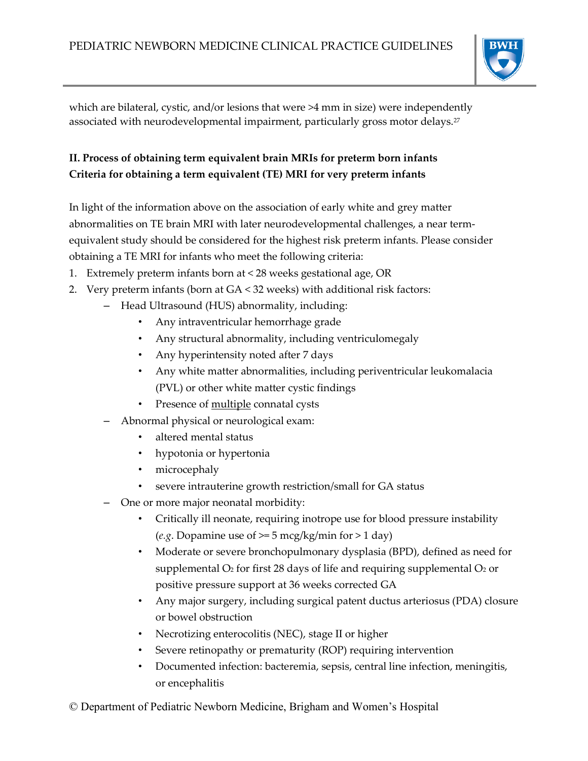which are bilateral, cystic, and/or lesions that were >4 mm in size) were independently associated with neurodevelopmental impairment, particularly gross motor delays.[27]

**II. Process of obtaining term equivalent brain MRIs for preterm born infants**
**Criteria for obtaining a term equivalent (TE) MRI for very preterm infants**

In light of the information above on the association of early white and grey matter abnormalities on TE brain MRI with later neurodevelopmental challenges, a near term-equivalent study should be considered for the highest risk preterm infants. Please consider obtaining a TE MRI for infants who meet the following criteria:

1. Extremely preterm infants born at < 28 weeks gestational age, OR
2. Very preterm infants (born at GA < 32 weeks) with additional risk factors:
   - Head Ultrasound (HUS) abnormality, including:
     - Any intraventricular hemorrhage grade
     - Any structural abnormality, including ventriculomegaly
     - Any hyperintensity noted after 7 days
     - Any white matter abnormalities, including periventricular leukomalacia (PVL) or other white matter cystic findings
     - Presence of <u>multiple</u> connatal cysts
   - Abnormal physical or neurological exam:
     - altered mental status
     - hypotonia or hypertonia
     - microcephaly
     - severe intrauterine growth restriction/small for GA status
   - One or more major neonatal morbidity:
     - Critically ill neonate, requiring inotrope use for blood pressure instability (*e.g*. Dopamine use of >= 5 mcg/kg/min for > 1 day)
     - Moderate or severe bronchopulmonary dysplasia (BPD), defined as need for supplemental $O_2$ for first 28 days of life and requiring supplemental $O_2$ or positive pressure support at 36 weeks corrected GA
     - Any major surgery, including surgical patent ductus arteriosus (PDA) closure or bowel obstruction
     - Necrotizing enterocolitis (NEC), stage II or higher
     - Severe retinopathy or prematurity (ROP) requiring intervention
     - Documented infection: bacteremia, sepsis, central line infection, meningitis, or encephalitis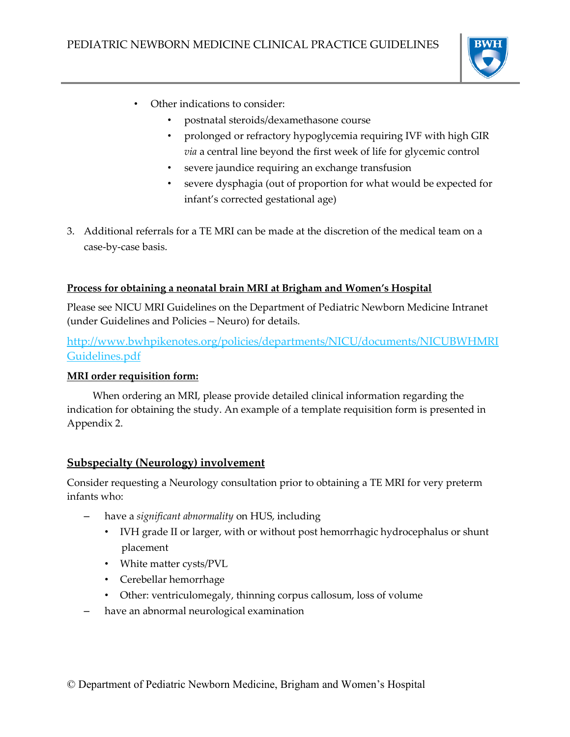- Other indications to consider:
  - postnatal steroids/dexamethasone course
  - prolonged or refractory hypoglycemia requiring IVF with high GIR *via* a central line beyond the first week of life for glycemic control
  - severe jaundice requiring an exchange transfusion
  - severe dysphagia (out of proportion for what would be expected for infant's corrected gestational age)

3. Additional referrals for a TE MRI can be made at the discretion of the medical team on a case-by-case basis.

**Process for obtaining a neonatal brain MRI at Brigham and Women's Hospital**

Please see NICU MRI Guidelines on the Department of Pediatric Newborn Medicine Intranet (under Guidelines and Policies – Neuro) for details.

http://www.bwhpikenotes.org/policies/departments/NICU/documents/NICUBWHMRIGuidelines.pdf

**MRI order requisition form:**

When ordering an MRI, please provide detailed clinical information regarding the indication for obtaining the study. An example of a template requisition form is presented in Appendix 2.

## Subspecialty (Neurology) involvement

Consider requesting a Neurology consultation prior to obtaining a TE MRI for very preterm infants who:

- have a *significant abnormality* on HUS, including
  - IVH grade II or larger, with or without post hemorrhagic hydrocephalus or shunt placement
  - White matter cysts/PVL
  - Cerebellar hemorrhage
  - Other: ventriculomegaly, thinning corpus callosum, loss of volume
- have an abnormal neurological examination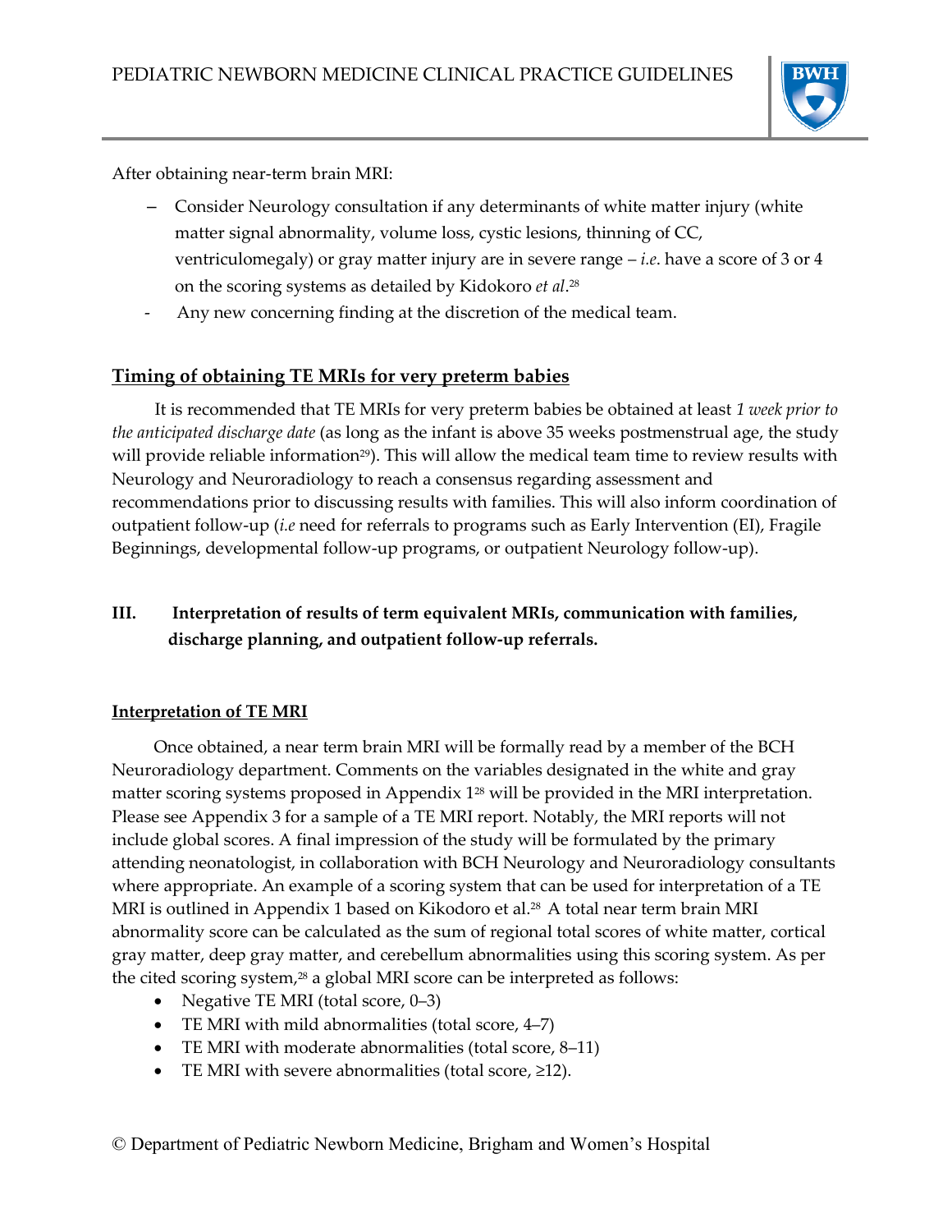After obtaining near-term brain MRI:

- Consider Neurology consultation if any determinants of white matter injury (white matter signal abnormality, volume loss, cystic lesions, thinning of CC, ventriculomegaly) or gray matter injury are in severe range – *i.e*. have a score of 3 or 4 on the scoring systems as detailed by Kidokoro *et al*.[28]
- Any new concerning finding at the discretion of the medical team.

## Timing of obtaining TE MRIs for very preterm babies

It is recommended that TE MRIs for very preterm babies be obtained at least *1 week prior to the anticipated discharge date* (as long as the infant is above 35 weeks postmenstrual age, the study will provide reliable information[29]). This will allow the medical team time to review results with Neurology and Neuroradiology to reach a consensus regarding assessment and recommendations prior to discussing results with families. This will also inform coordination of outpatient follow-up (*i.e* need for referrals to programs such as Early Intervention (EI), Fragile Beginnings, developmental follow-up programs, or outpatient Neurology follow-up).

## III. Interpretation of results of term equivalent MRIs, communication with families, discharge planning, and outpatient follow-up referrals.

### Interpretation of TE MRI

Once obtained, a near term brain MRI will be formally read by a member of the BCH Neuroradiology department. Comments on the variables designated in the white and gray matter scoring systems proposed in Appendix 1[28] will be provided in the MRI interpretation. Please see Appendix 3 for a sample of a TE MRI report. Notably, the MRI reports will not include global scores. A final impression of the study will be formulated by the primary attending neonatologist, in collaboration with BCH Neurology and Neuroradiology consultants where appropriate. An example of a scoring system that can be used for interpretation of a TE MRI is outlined in Appendix 1 based on Kikodoro et al.[28] A total near term brain MRI abnormality score can be calculated as the sum of regional total scores of white matter, cortical gray matter, deep gray matter, and cerebellum abnormalities using this scoring system. As per the cited scoring system,[28] a global MRI score can be interpreted as follows:

- Negative TE MRI (total score, 0–3)
- TE MRI with mild abnormalities (total score, 4–7)
- TE MRI with moderate abnormalities (total score, 8–11)
- TE MRI with severe abnormalities (total score, ≥12).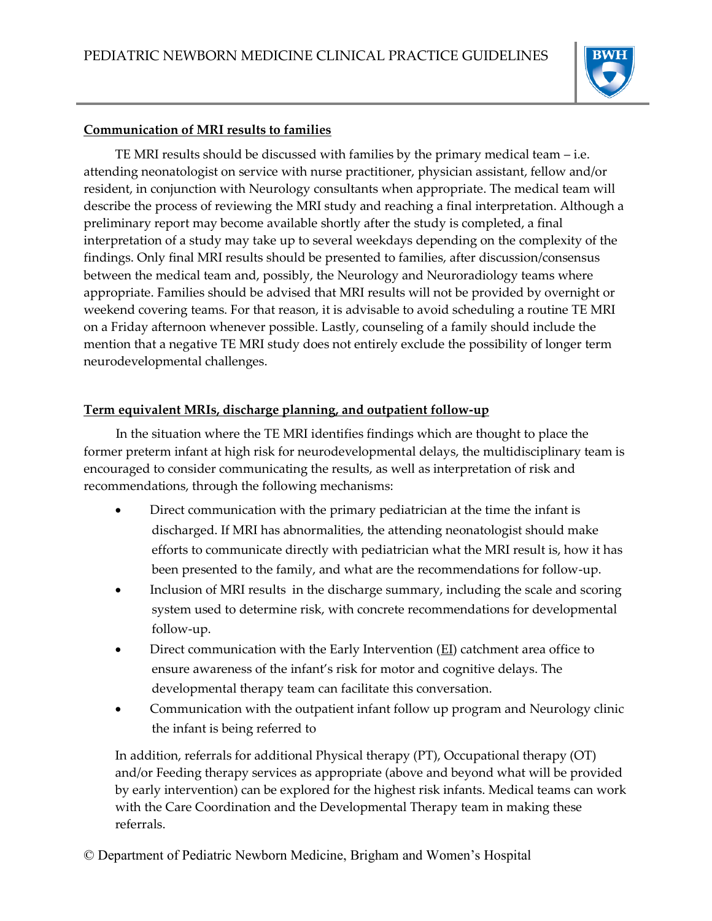## Communication of MRI results to families

TE MRI results should be discussed with families by the primary medical team – i.e. attending neonatologist on service with nurse practitioner, physician assistant, fellow and/or resident, in conjunction with Neurology consultants when appropriate. The medical team will describe the process of reviewing the MRI study and reaching a final interpretation. Although a preliminary report may become available shortly after the study is completed, a final interpretation of a study may take up to several weekdays depending on the complexity of the findings. Only final MRI results should be presented to families, after discussion/consensus between the medical team and, possibly, the Neurology and Neuroradiology teams where appropriate. Families should be advised that MRI results will not be provided by overnight or weekend covering teams. For that reason, it is advisable to avoid scheduling a routine TE MRI on a Friday afternoon whenever possible. Lastly, counseling of a family should include the mention that a negative TE MRI study does not entirely exclude the possibility of longer term neurodevelopmental challenges.

## Term equivalent MRIs, discharge planning, and outpatient follow-up

In the situation where the TE MRI identifies findings which are thought to place the former preterm infant at high risk for neurodevelopmental delays, the multidisciplinary team is encouraged to consider communicating the results, as well as interpretation of risk and recommendations, through the following mechanisms:

- Direct communication with the primary pediatrician at the time the infant is discharged. If MRI has abnormalities, the attending neonatologist should make efforts to communicate directly with pediatrician what the MRI result is, how it has been presented to the family, and what are the recommendations for follow-up.
- Inclusion of MRI results in the discharge summary, including the scale and scoring system used to determine risk, with concrete recommendations for developmental follow-up.
- Direct communication with the Early Intervention (EI) catchment area office to ensure awareness of the infant's risk for motor and cognitive delays. The developmental therapy team can facilitate this conversation.
- Communication with the outpatient infant follow up program and Neurology clinic the infant is being referred to

In addition, referrals for additional Physical therapy (PT), Occupational therapy (OT) and/or Feeding therapy services as appropriate (above and beyond what will be provided by early intervention) can be explored for the highest risk infants. Medical teams can work with the Care Coordination and the Developmental Therapy team in making these referrals.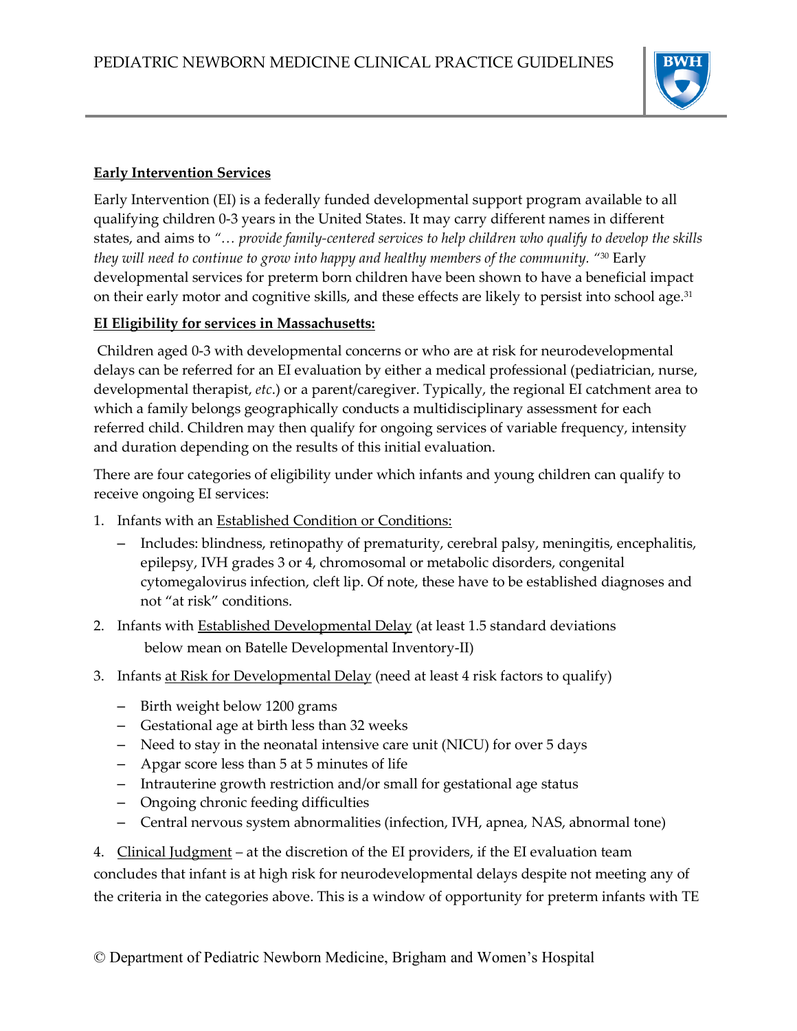**Early Intervention Services**

Early Intervention (EI) is a federally funded developmental support program available to all qualifying children 0-3 years in the United States. It may carry different names in different states, and aims to *"… provide family-centered services to help children who qualify to develop the skills they will need to continue to grow into happy and healthy members of the community."*[30] Early developmental services for preterm born children have been shown to have a beneficial impact on their early motor and cognitive skills, and these effects are likely to persist into school age.[31]

**EI Eligibility for services in Massachusetts:**

Children aged 0-3 with developmental concerns or who are at risk for neurodevelopmental delays can be referred for an EI evaluation by either a medical professional (pediatrician, nurse, developmental therapist, *etc*.) or a parent/caregiver. Typically, the regional EI catchment area to which a family belongs geographically conducts a multidisciplinary assessment for each referred child. Children may then qualify for ongoing services of variable frequency, intensity and duration depending on the results of this initial evaluation.

There are four categories of eligibility under which infants and young children can qualify to receive ongoing EI services:

1. Infants with an Established Condition or Conditions:
   - Includes: blindness, retinopathy of prematurity, cerebral palsy, meningitis, encephalitis, epilepsy, IVH grades 3 or 4, chromosomal or metabolic disorders, congenital cytomegalovirus infection, cleft lip. Of note, these have to be established diagnoses and not "at risk" conditions.
2. Infants with Established Developmental Delay (at least 1.5 standard deviations below mean on Batelle Developmental Inventory-II)
3. Infants at Risk for Developmental Delay (need at least 4 risk factors to qualify)
   - Birth weight below 1200 grams
   - Gestational age at birth less than 32 weeks
   - Need to stay in the neonatal intensive care unit (NICU) for over 5 days
   - Apgar score less than 5 at 5 minutes of life
   - Intrauterine growth restriction and/or small for gestational age status
   - Ongoing chronic feeding difficulties
   - Central nervous system abnormalities (infection, IVH, apnea, NAS, abnormal tone)
4. Clinical Judgment – at the discretion of the EI providers, if the EI evaluation team concludes that infant is at high risk for neurodevelopmental delays despite not meeting any of the criteria in the categories above. This is a window of opportunity for preterm infants with TE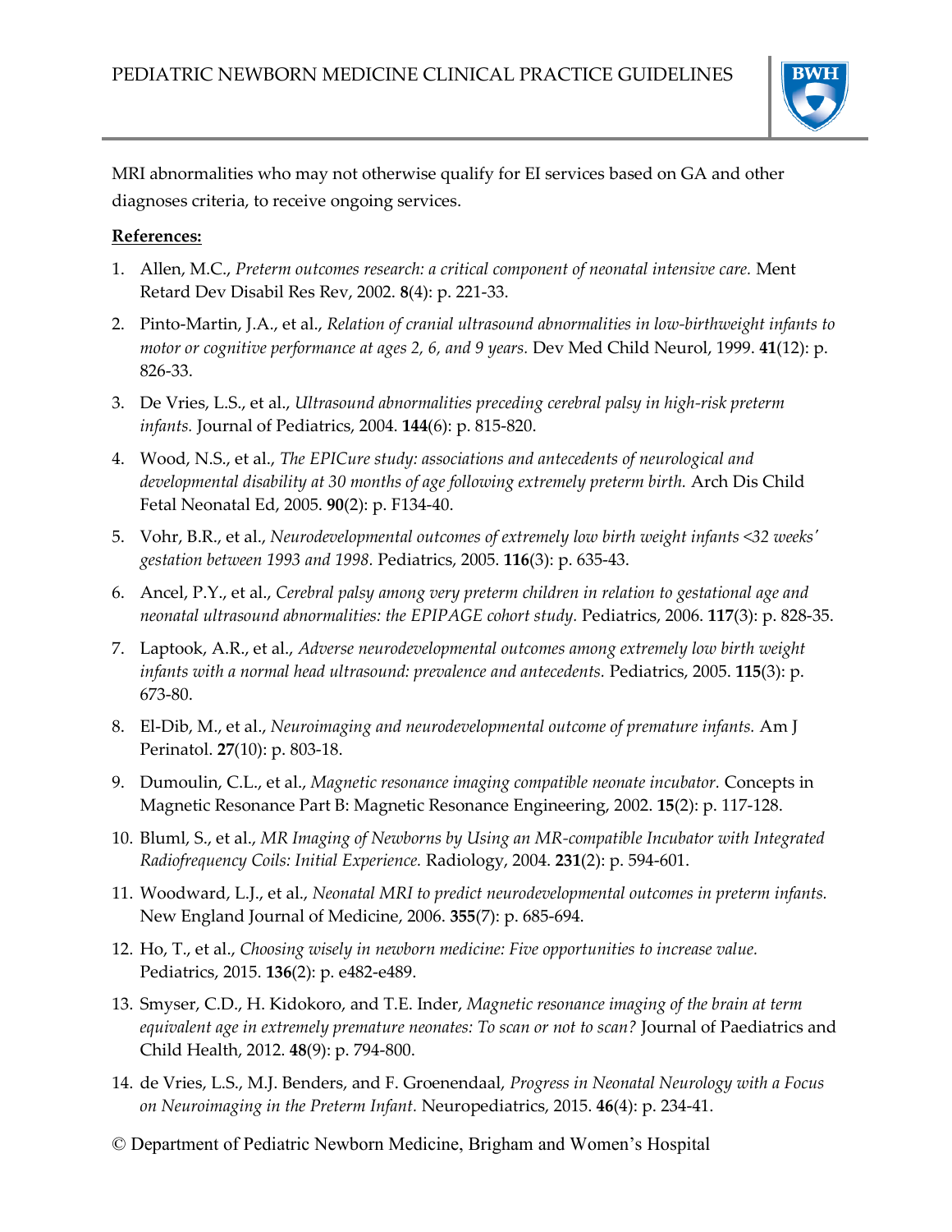MRI abnormalities who may not otherwise qualify for EI services based on GA and other diagnoses criteria, to receive ongoing services.

**References:**

1. Allen, M.C., *Preterm outcomes research: a critical component of neonatal intensive care.* Ment Retard Dev Disabil Res Rev, 2002. **8**(4): p. 221-33.
2. Pinto-Martin, J.A., et al., *Relation of cranial ultrasound abnormalities in low-birthweight infants to motor or cognitive performance at ages 2, 6, and 9 years.* Dev Med Child Neurol, 1999. **41**(12): p. 826-33.
3. De Vries, L.S., et al., *Ultrasound abnormalities preceding cerebral palsy in high-risk preterm infants.* Journal of Pediatrics, 2004. **144**(6): p. 815-820.
4. Wood, N.S., et al., *The EPICure study: associations and antecedents of neurological and developmental disability at 30 months of age following extremely preterm birth.* Arch Dis Child Fetal Neonatal Ed, 2005. **90**(2): p. F134-40.
5. Vohr, B.R., et al., *Neurodevelopmental outcomes of extremely low birth weight infants <32 weeks' gestation between 1993 and 1998.* Pediatrics, 2005. **116**(3): p. 635-43.
6. Ancel, P.Y., et al., *Cerebral palsy among very preterm children in relation to gestational age and neonatal ultrasound abnormalities: the EPIPAGE cohort study.* Pediatrics, 2006. **117**(3): p. 828-35.
7. Laptook, A.R., et al., *Adverse neurodevelopmental outcomes among extremely low birth weight infants with a normal head ultrasound: prevalence and antecedents.* Pediatrics, 2005. **115**(3): p. 673-80.
8. El-Dib, M., et al., *Neuroimaging and neurodevelopmental outcome of premature infants.* Am J Perinatol. **27**(10): p. 803-18.
9. Dumoulin, C.L., et al., *Magnetic resonance imaging compatible neonate incubator.* Concepts in Magnetic Resonance Part B: Magnetic Resonance Engineering, 2002. **15**(2): p. 117-128.
10. Bluml, S., et al., *MR Imaging of Newborns by Using an MR-compatible Incubator with Integrated Radiofrequency Coils: Initial Experience.* Radiology, 2004. **231**(2): p. 594-601.
11. Woodward, L.J., et al., *Neonatal MRI to predict neurodevelopmental outcomes in preterm infants.* New England Journal of Medicine, 2006. **355**(7): p. 685-694.
12. Ho, T., et al., *Choosing wisely in newborn medicine: Five opportunities to increase value.* Pediatrics, 2015. **136**(2): p. e482-e489.
13. Smyser, C.D., H. Kidokoro, and T.E. Inder, *Magnetic resonance imaging of the brain at term equivalent age in extremely premature neonates: To scan or not to scan?* Journal of Paediatrics and Child Health, 2012. **48**(9): p. 794-800.
14. de Vries, L.S., M.J. Benders, and F. Groenendaal, *Progress in Neonatal Neurology with a Focus on Neuroimaging in the Preterm Infant.* Neuropediatrics, 2015. **46**(4): p. 234-41.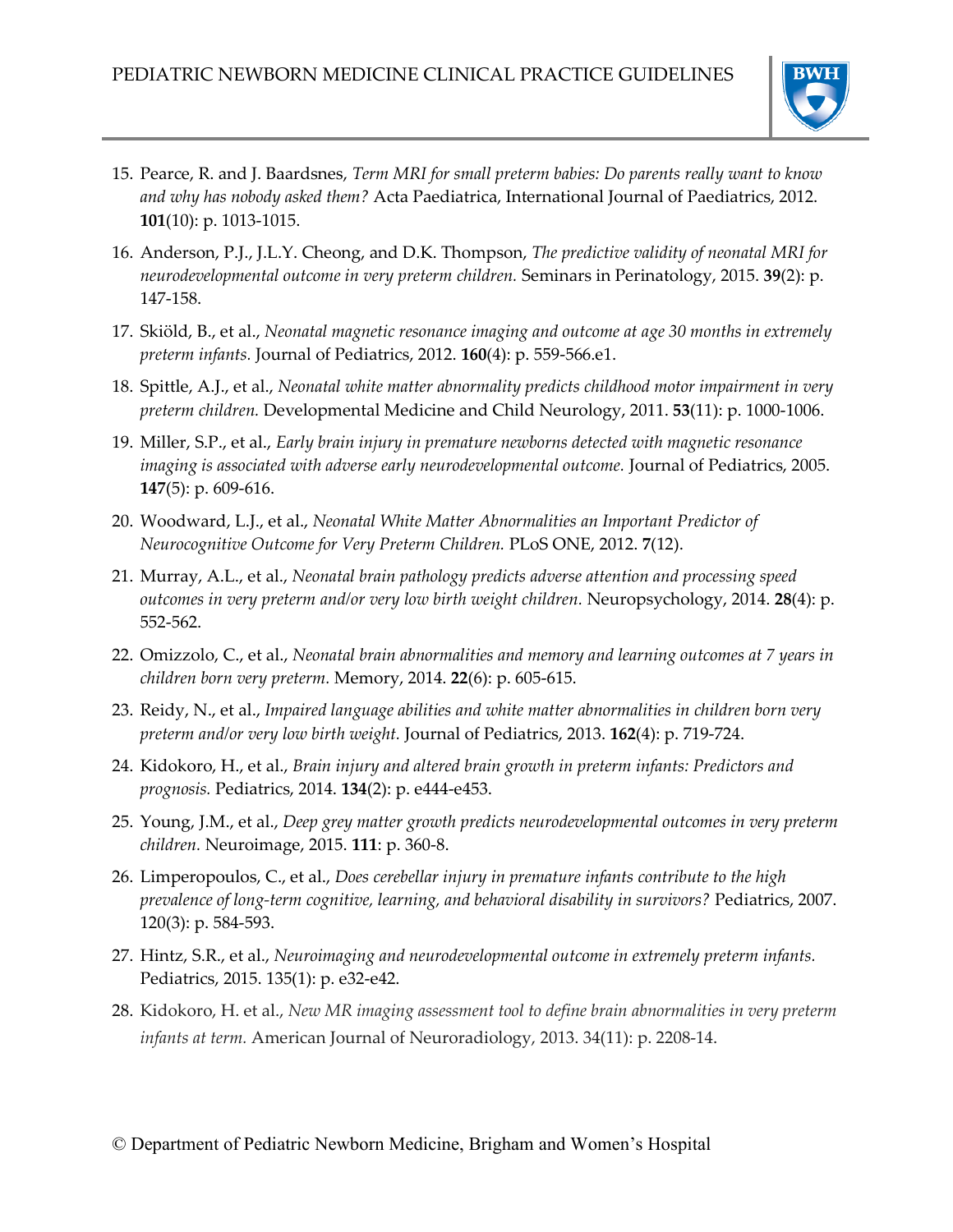15. Pearce, R. and J. Baardsnes, *Term MRI for small preterm babies: Do parents really want to know and why has nobody asked them?* Acta Paediatrica, International Journal of Paediatrics, 2012. **101**(10): p. 1013-1015.

16. Anderson, P.J., J.L.Y. Cheong, and D.K. Thompson, *The predictive validity of neonatal MRI for neurodevelopmental outcome in very preterm children.* Seminars in Perinatology, 2015. **39**(2): p. 147-158.

17. Skiöld, B., et al., *Neonatal magnetic resonance imaging and outcome at age 30 months in extremely preterm infants.* Journal of Pediatrics, 2012. **160**(4): p. 559-566.e1.

18. Spittle, A.J., et al., *Neonatal white matter abnormality predicts childhood motor impairment in very preterm children.* Developmental Medicine and Child Neurology, 2011. **53**(11): p. 1000-1006.

19. Miller, S.P., et al., *Early brain injury in premature newborns detected with magnetic resonance imaging is associated with adverse early neurodevelopmental outcome.* Journal of Pediatrics, 2005. **147**(5): p. 609-616.

20. Woodward, L.J., et al., *Neonatal White Matter Abnormalities an Important Predictor of Neurocognitive Outcome for Very Preterm Children.* PLoS ONE, 2012. **7**(12).

21. Murray, A.L., et al., *Neonatal brain pathology predicts adverse attention and processing speed outcomes in very preterm and/or very low birth weight children.* Neuropsychology, 2014. **28**(4): p. 552-562.

22. Omizzolo, C., et al., *Neonatal brain abnormalities and memory and learning outcomes at 7 years in children born very preterm.* Memory, 2014. **22**(6): p. 605-615.

23. Reidy, N., et al., *Impaired language abilities and white matter abnormalities in children born very preterm and/or very low birth weight.* Journal of Pediatrics, 2013. **162**(4): p. 719-724.

24. Kidokoro, H., et al., *Brain injury and altered brain growth in preterm infants: Predictors and prognosis.* Pediatrics, 2014. **134**(2): p. e444-e453.

25. Young, J.M., et al., *Deep grey matter growth predicts neurodevelopmental outcomes in very preterm children.* Neuroimage, 2015. **111**: p. 360-8.

26. Limperopoulos, C., et al., *Does cerebellar injury in premature infants contribute to the high prevalence of long-term cognitive, learning, and behavioral disability in survivors?* Pediatrics, 2007. 120(3): p. 584-593.

27. Hintz, S.R., et al., *Neuroimaging and neurodevelopmental outcome in extremely preterm infants.* Pediatrics, 2015. 135(1): p. e32-e42.

28. Kidokoro, H. et al., *New MR imaging assessment tool to define brain abnormalities in very preterm infants at term.* American Journal of Neuroradiology, 2013. 34(11): p. 2208-14.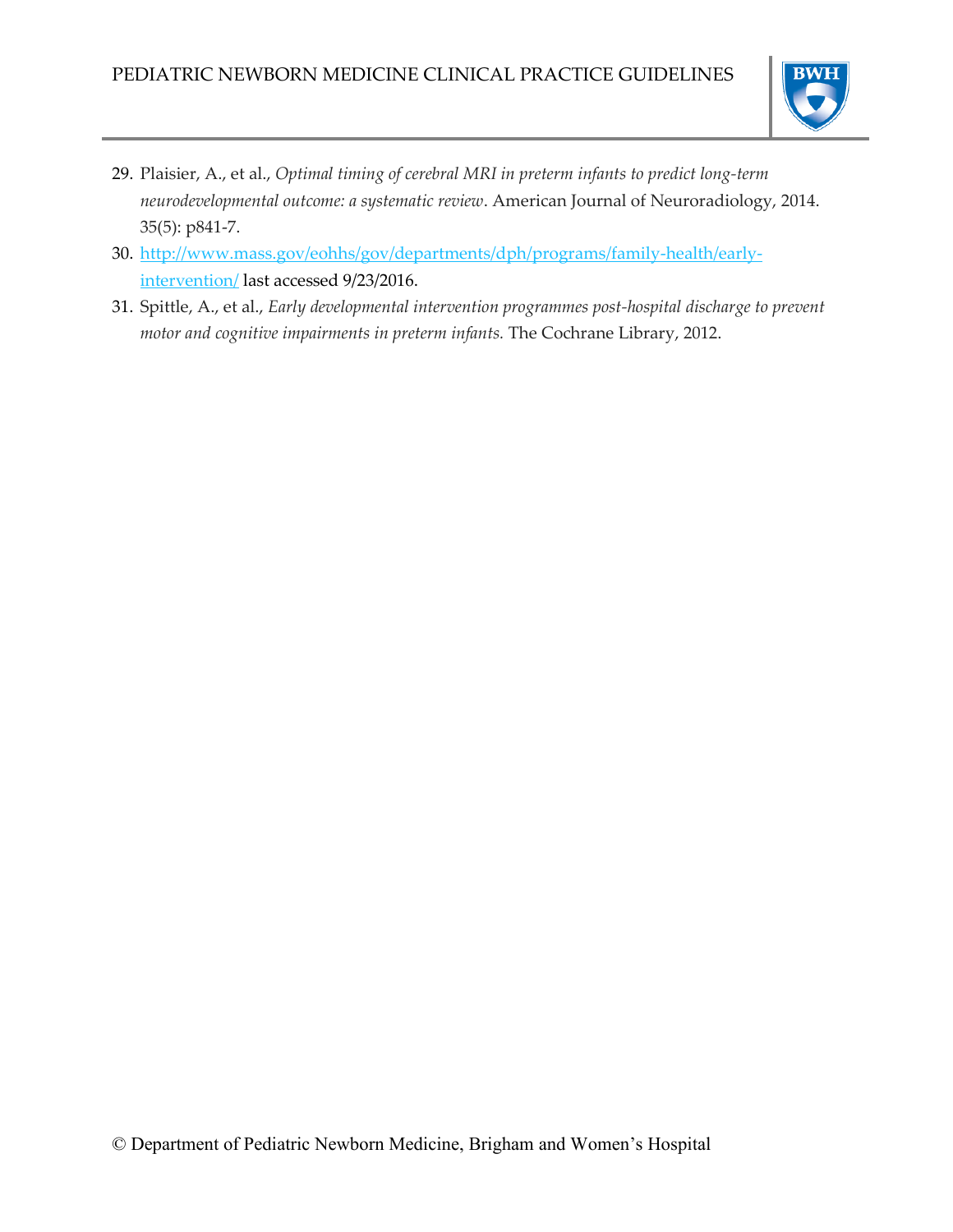29. Plaisier, A., et al., *Optimal timing of cerebral MRI in preterm infants to predict long-term neurodevelopmental outcome: a systematic review*. American Journal of Neuroradiology, 2014. 35(5): p841-7.
30. [http://www.mass.gov/eohhs/gov/departments/dph/programs/family-health/early-intervention/](http://www.mass.gov/eohhs/gov/departments/dph/programs/family-health/early-intervention/) last accessed 9/23/2016.
31. Spittle, A., et al., *Early developmental intervention programmes post-hospital discharge to prevent motor and cognitive impairments in preterm infants.* The Cochrane Library, 2012.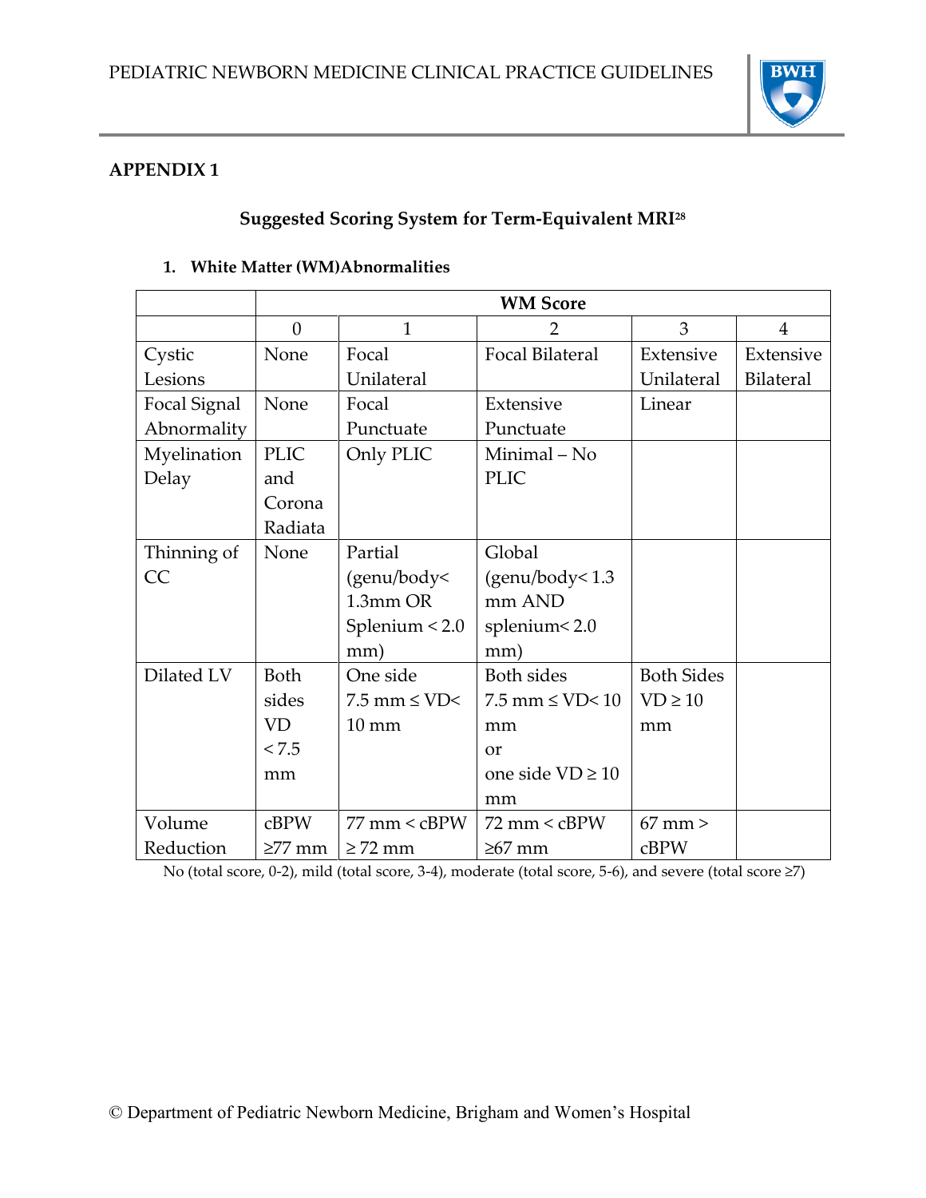## APPENDIX 1

### Suggested Scoring System for Term-Equivalent MRI[28]

**1. White Matter (WM)Abnormalities**

| | WM Score | | | | |
|---|---|---|---|---|---|
| | 0 | 1 | 2 | 3 | 4 |
| Cystic Lesions | None | Focal Unilateral | Focal Bilateral | Extensive Unilateral | Extensive Bilateral |
| Focal Signal Abnormality | None | Focal Punctuate | Extensive Punctuate | Linear | |
| Myelination Delay | PLIC and Corona Radiata | Only PLIC | Minimal – No PLIC | | |
| Thinning of CC | None | Partial (genu/body< 1.3mm OR Splenium < 2.0 mm) | Global (genu/body< 1.3 mm AND splenium< 2.0 mm) | | |
| Dilated LV | Both sides VD < 7.5 mm | One side 7.5 mm ≤ VD< 10 mm | Both sides 7.5 mm ≤ VD< 10 mm or one side VD ≥ 10 mm | Both Sides VD ≥ 10 mm | |
| Volume Reduction | cBPW ≥77 mm | 77 mm < cBPW ≥ 72 mm | 72 mm < cBPW ≥67 mm | 67 mm > cBPW | |

No (total score, 0-2), mild (total score, 3-4), moderate (total score, 5-6), and severe (total score ≥7)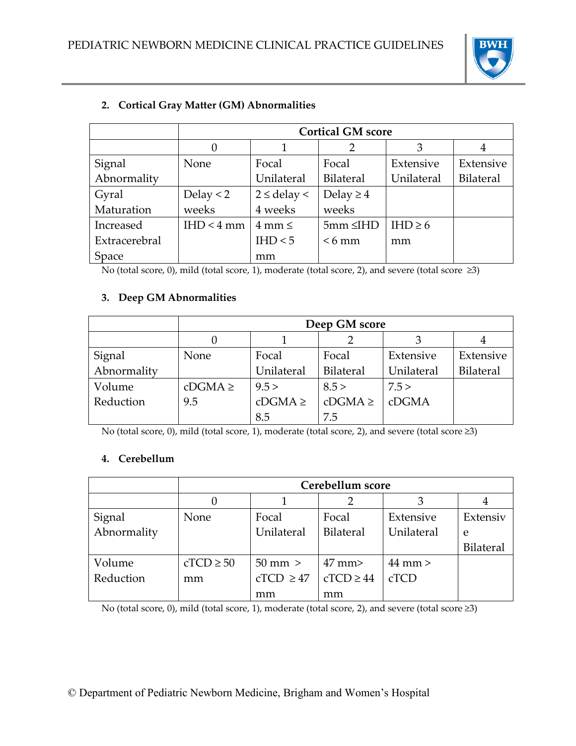2. **Cortical Gray Matter (GM) Abnormalities**

| | Cortical GM score | | | | |
|---|---|---|---|---|---|
| | 0 | 1 | 2 | 3 | 4 |
| Signal Abnormality | None | Focal Unilateral | Focal Bilateral | Extensive Unilateral | Extensive Bilateral |
| Gyral Maturation | Delay < 2 weeks | 2 ≤ delay < 4 weeks | Delay ≥ 4 weeks | | |
| Increased Extracerebral Space | IHD < 4 mm | 4 mm ≤ IHD < 5 mm | 5mm ≤IHD < 6 mm | IHD ≥ 6 mm | |

No (total score, 0), mild (total score, 1), moderate (total score, 2), and severe (total score ≥3)

3. **Deep GM Abnormalities**

| | Deep GM score | | | | |
|---|---|---|---|---|---|
| | 0 | 1 | 2 | 3 | 4 |
| Signal Abnormality | None | Focal Unilateral | Focal Bilateral | Extensive Unilateral | Extensive Bilateral |
| Volume Reduction | cDGMA ≥ 9.5 | 9.5 > cDGMA ≥ 8.5 | 8.5 > cDGMA ≥ 7.5 | 7.5 > cDGMA | |

No (total score, 0), mild (total score, 1), moderate (total score, 2), and severe (total score ≥3)

4. **Cerebellum**

| | Cerebellum score | | | | |
|---|---|---|---|---|---|
| | 0 | 1 | 2 | 3 | 4 |
| Signal Abnormality | None | Focal Unilateral | Focal Bilateral | Extensive Unilateral | Extensive Bilateral |
| Volume Reduction | cTCD ≥ 50 mm | 50 mm > cTCD ≥ 47 mm | 47 mm> cTCD ≥ 44 mm | 44 mm > cTCD | |

No (total score, 0), mild (total score, 1), moderate (total score, 2), and severe (total score ≥3)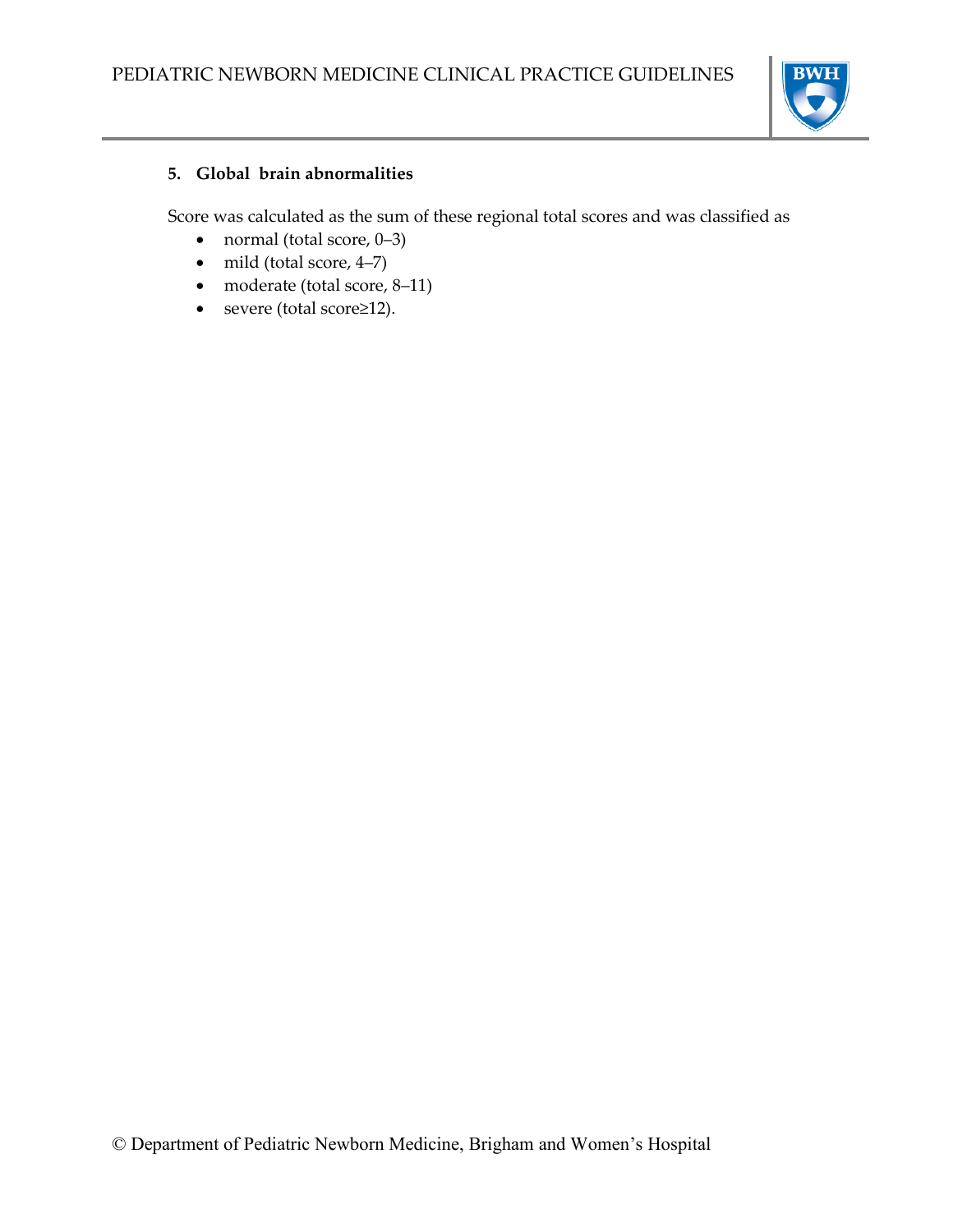**5. Global brain abnormalities**

Score was calculated as the sum of these regional total scores and was classified as

- normal (total score, 0–3)
- mild (total score, 4–7)
- moderate (total score, 8–11)
- severe (total score≥12).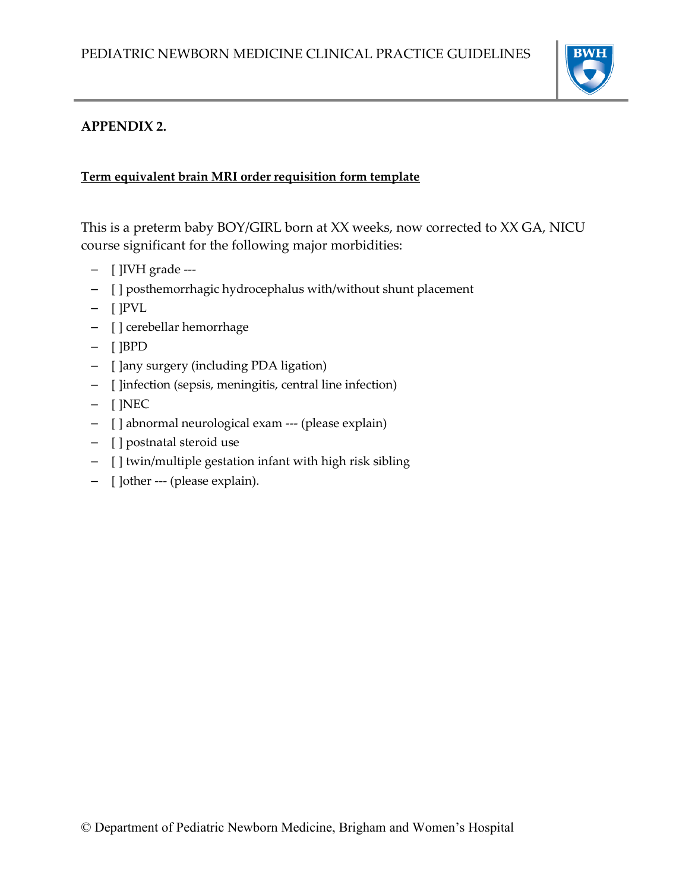## APPENDIX 2.

**Term equivalent brain MRI order requisition form template**

This is a preterm baby BOY/GIRL born at XX weeks, now corrected to XX GA, NICU course significant for the following major morbidities:

- [ ]IVH grade ---
- [ ] posthemorrhagic hydrocephalus with/without shunt placement
- [ ]PVL
- [ ] cerebellar hemorrhage
- [ ]BPD
- [ ]any surgery (including PDA ligation)
- [ ]infection (sepsis, meningitis, central line infection)
- [ ]NEC
- [ ] abnormal neurological exam --- (please explain)
- [ ] postnatal steroid use
- [ ] twin/multiple gestation infant with high risk sibling
- [ ]other --- (please explain).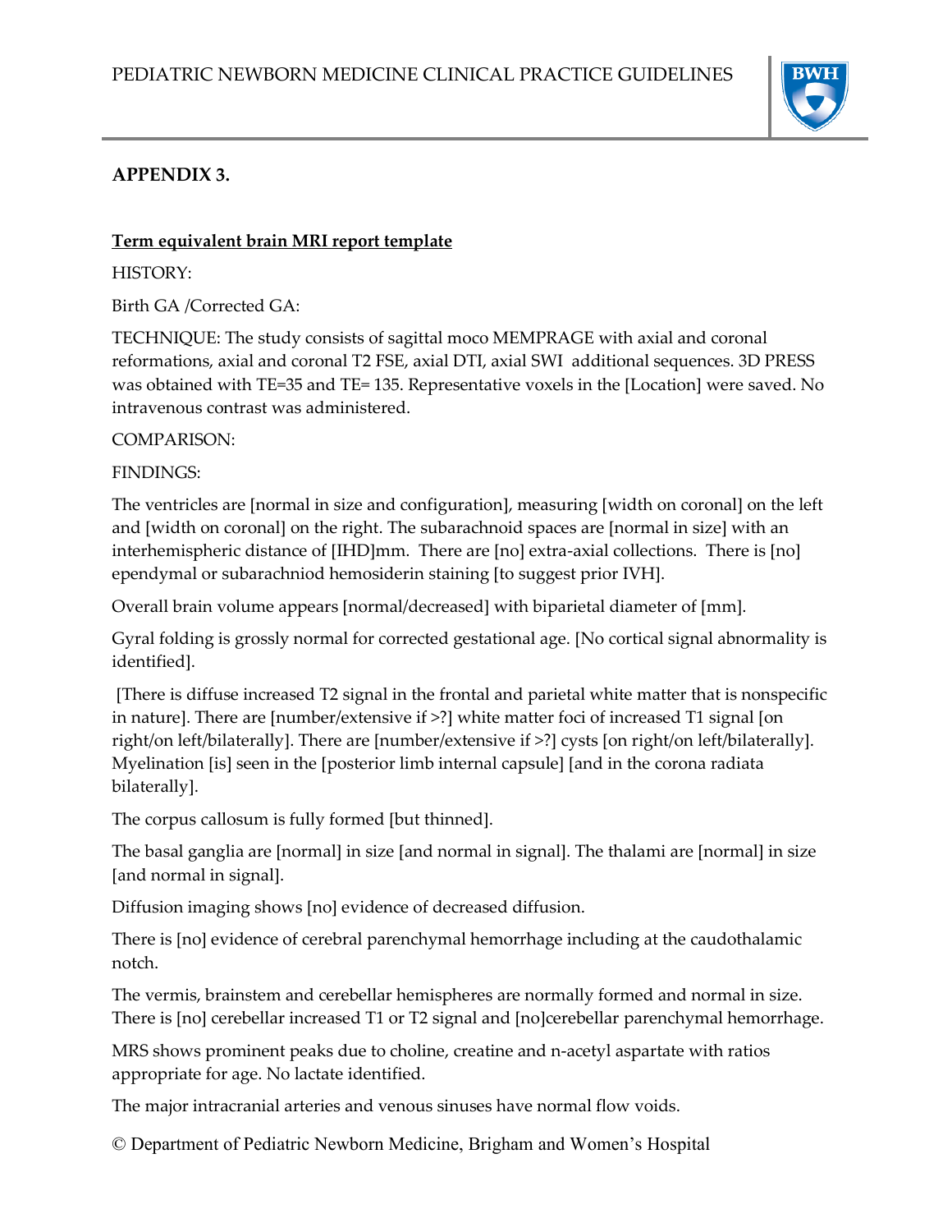## APPENDIX 3.

**Term equivalent brain MRI report template**

HISTORY:

Birth GA /Corrected GA:

TECHNIQUE: The study consists of sagittal moco MEMPRAGE with axial and coronal reformations, axial and coronal T2 FSE, axial DTI, axial SWI additional sequences. 3D PRESS was obtained with TE=35 and TE= 135. Representative voxels in the [Location] were saved. No intravenous contrast was administered.

COMPARISON:

FINDINGS:

The ventricles are [normal in size and configuration], measuring [width on coronal] on the left and [width on coronal] on the right. The subarachnoid spaces are [normal in size] with an interhemispheric distance of [IHD]mm. There are [no] extra-axial collections. There is [no] ependymal or subarachniod hemosiderin staining [to suggest prior IVH].

Overall brain volume appears [normal/decreased] with biparietal diameter of [mm].

Gyral folding is grossly normal for corrected gestational age. [No cortical signal abnormality is identified].

[There is diffuse increased T2 signal in the frontal and parietal white matter that is nonspecific in nature]. There are [number/extensive if >?] white matter foci of increased T1 signal [on right/on left/bilaterally]. There are [number/extensive if >?] cysts [on right/on left/bilaterally]. Myelination [is] seen in the [posterior limb internal capsule] [and in the corona radiata bilaterally].

The corpus callosum is fully formed [but thinned].

The basal ganglia are [normal] in size [and normal in signal]. The thalami are [normal] in size [and normal in signal].

Diffusion imaging shows [no] evidence of decreased diffusion.

There is [no] evidence of cerebral parenchymal hemorrhage including at the caudothalamic notch.

The vermis, brainstem and cerebellar hemispheres are normally formed and normal in size. There is [no] cerebellar increased T1 or T2 signal and [no]cerebellar parenchymal hemorrhage.

MRS shows prominent peaks due to choline, creatine and n-acetyl aspartate with ratios appropriate for age. No lactate identified.

The major intracranial arteries and venous sinuses have normal flow voids.

© Department of Pediatric Newborn Medicine, Brigham and Women's Hospital